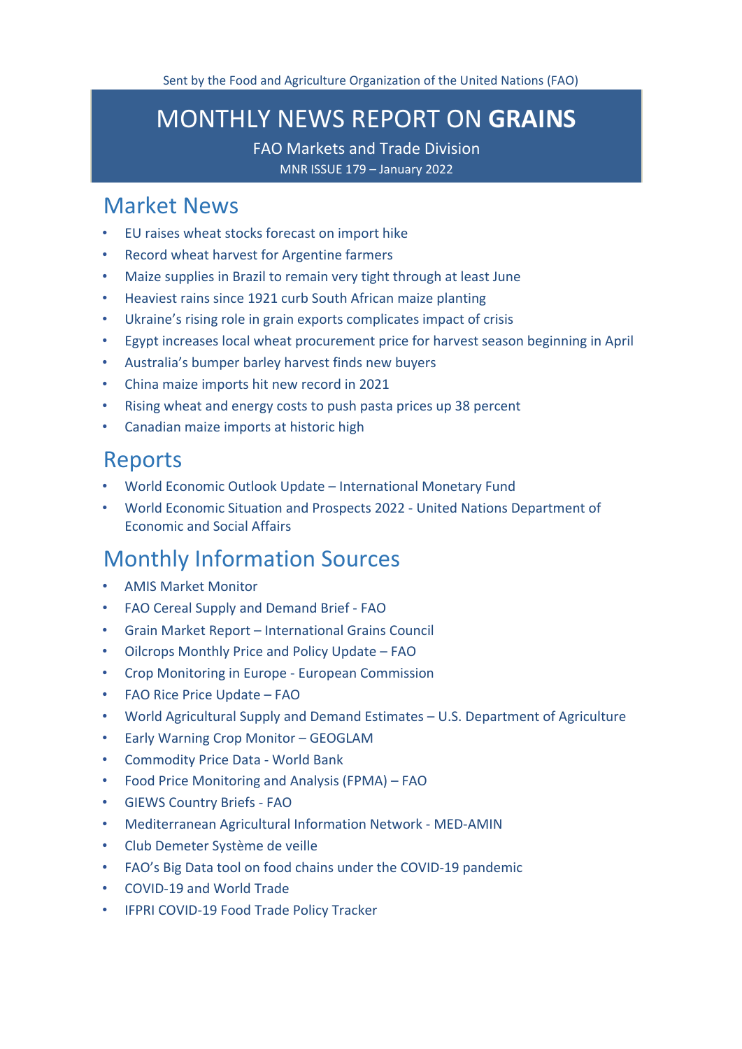Sent by the Food and Agriculture Organization of the United Nations (FAO)

# MONTHLY NEWS REPORT ON **GRAINS**

FAO Markets and Trade Division

MNR ISSUE 179 – January 2022

## Market News

- EU raises wheat stocks forecast on import hike
- Record wheat harvest for Argentine farmers
- Maize supplies in Brazil to remain very tight through at least June
- Heaviest rains since 1921 curb South African maize planting
- Ukraine's rising role in grain exports complicates impact of crisis
- Egypt increases local wheat procurement price for harvest season beginning in April
- Australia's bumper barley harvest finds new buyers
- China maize imports hit new record in 2021
- Rising wheat and energy costs to push pasta prices up 38 percent
- Canadian maize imports at historic high

## Reports

- World Economic Outlook Update – International Monetary Fund
- World Economic Situation and Prospects 2022 - United Nations Department of Economic and Social Affairs

## Monthly Information Sources

- AMIS Market Monitor
- FAO Cereal Supply and Demand Brief - FAO
- Grain Market Report – International Grains Council
- Oilcrops Monthly Price and Policy Update – FAO
- Crop Monitoring in Europe - European Commission
- FAO Rice Price Update – FAO
- World Agricultural Supply and Demand Estimates – U.S. Department of Agriculture
- Early Warning Crop Monitor – GEOGLAM
- Commodity Price Data - World Bank
- Food Price Monitoring and Analysis (FPMA) – FAO
- GIEWS Country Briefs - FAO
- Mediterranean Agricultural Information Network - MED-AMIN
- Club Demeter Système de veille
- FAO's Big Data tool on food chains under the COVID-19 pandemic
- COVID-19 and World Trade
- IFPRI COVID-19 Food Trade Policy Tracker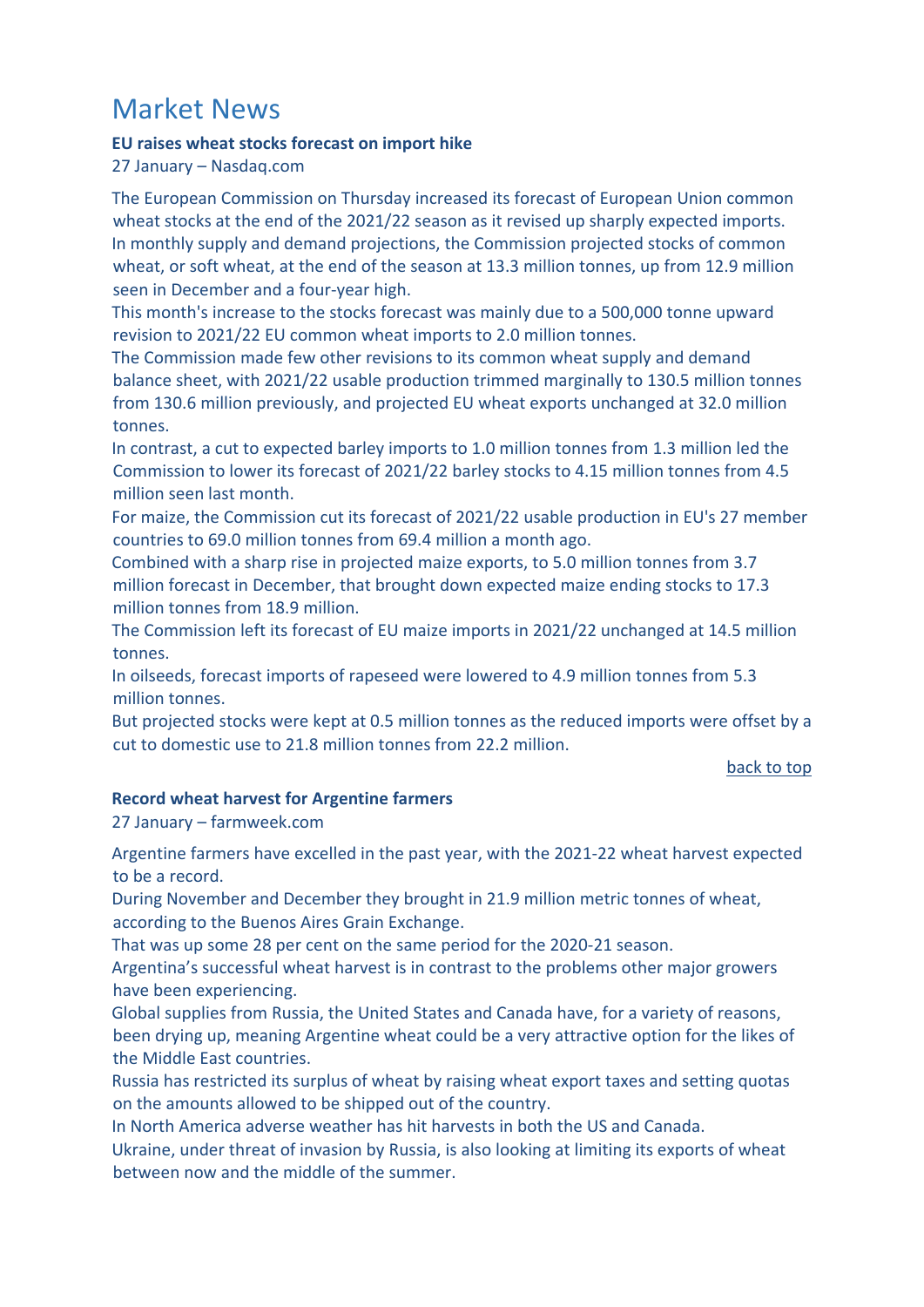# Market News

### EU raises wheat stocks forecast on import hike

27 January – Nasdaq.com

The European Commission on Thursday increased its forecast of European Union common wheat stocks at the end of the 2021/22 season as it revised up sharply expected imports.

In monthly supply and demand projections, the Commission projected stocks of common wheat, or soft wheat, at the end of the season at 13.3 million tonnes, up from 12.9 million seen in December and a four-year high.

This month's increase to the stocks forecast was mainly due to a 500,000 tonne upward revision to 2021/22 EU common wheat imports to 2.0 million tonnes.

The Commission made few other revisions to its common wheat supply and demand balance sheet, with 2021/22 usable production trimmed marginally to 130.5 million tonnes from 130.6 million previously, and projected EU wheat exports unchanged at 32.0 million tonnes.

In contrast, a cut to expected barley imports to 1.0 million tonnes from 1.3 million led the Commission to lower its forecast of 2021/22 barley stocks to 4.15 million tonnes from 4.5 million seen last month.

For maize, the Commission cut its forecast of 2021/22 usable production in EU's 27 member countries to 69.0 million tonnes from 69.4 million a month ago.

Combined with a sharp rise in projected maize exports, to 5.0 million tonnes from 3.7 million forecast in December, that brought down expected maize ending stocks to 17.3 million tonnes from 18.9 million.

The Commission left its forecast of EU maize imports in 2021/22 unchanged at 14.5 million tonnes.

In oilseeds, forecast imports of rapeseed were lowered to 4.9 million tonnes from 5.3 million tonnes.

But projected stocks were kept at 0.5 million tonnes as the reduced imports were offset by a cut to domestic use to 21.8 million tonnes from 22.2 million.

back to top

### Record wheat harvest for Argentine farmers

27 January – farmweek.com

Argentine farmers have excelled in the past year, with the 2021-22 wheat harvest expected to be a record.

During November and December they brought in 21.9 million metric tonnes of wheat, according to the Buenos Aires Grain Exchange.

That was up some 28 per cent on the same period for the 2020-21 season.

Argentina's successful wheat harvest is in contrast to the problems other major growers have been experiencing.

Global supplies from Russia, the United States and Canada have, for a variety of reasons, been drying up, meaning Argentine wheat could be a very attractive option for the likes of the Middle East countries.

Russia has restricted its surplus of wheat by raising wheat export taxes and setting quotas on the amounts allowed to be shipped out of the country.

In North America adverse weather has hit harvests in both the US and Canada.

Ukraine, under threat of invasion by Russia, is also looking at limiting its exports of wheat between now and the middle of the summer.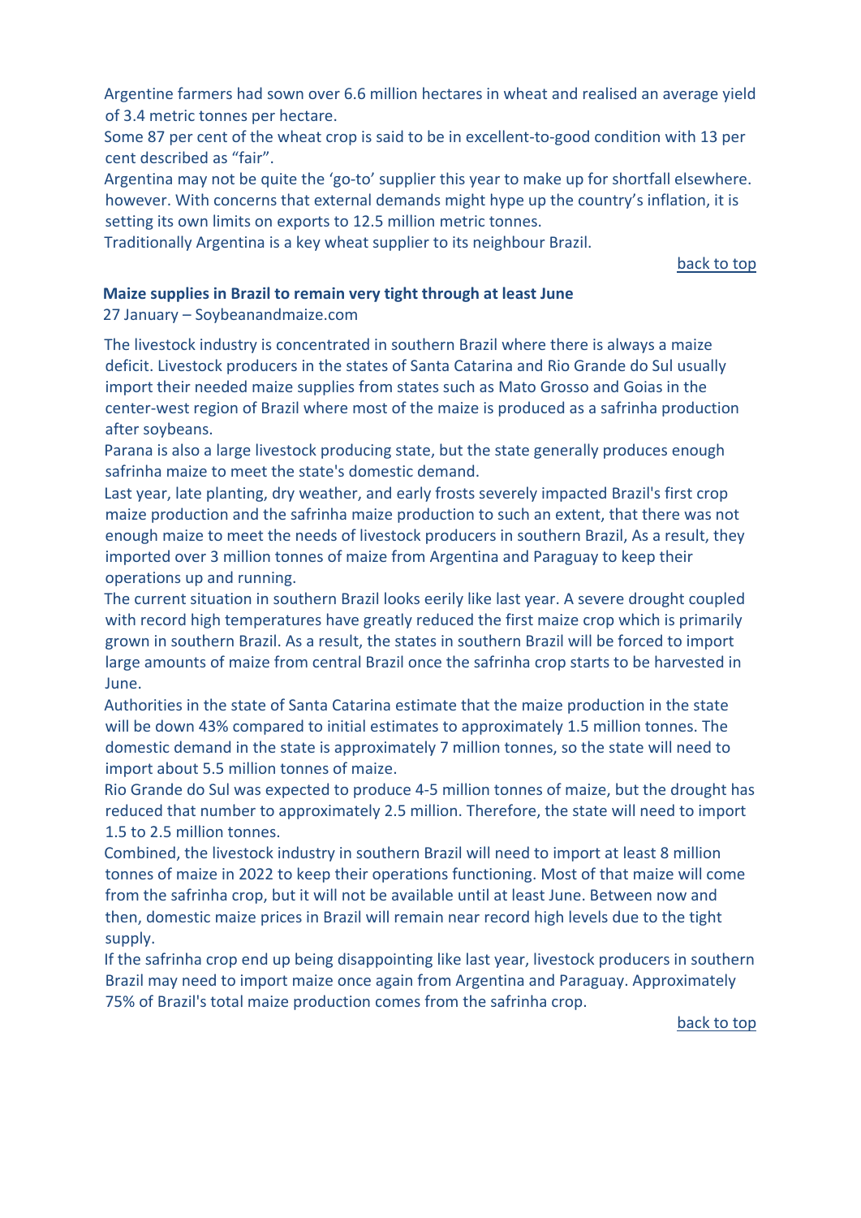Argentine farmers had sown over 6.6 million hectares in wheat and realised an average yield of 3.4 metric tonnes per hectare.

Some 87 per cent of the wheat crop is said to be in excellent-to-good condition with 13 per cent described as "fair".

Argentina may not be quite the 'go-to' supplier this year to make up for shortfall elsewhere. however. With concerns that external demands might hype up the country's inflation, it is setting its own limits on exports to 12.5 million metric tonnes.

Traditionally Argentina is a key wheat supplier to its neighbour Brazil.

back to top

### Maize supplies in Brazil to remain very tight through at least June

27 January – Soybeanandmaize.com

The livestock industry is concentrated in southern Brazil where there is always a maize deficit. Livestock producers in the states of Santa Catarina and Rio Grande do Sul usually import their needed maize supplies from states such as Mato Grosso and Goias in the center-west region of Brazil where most of the maize is produced as a safrinha production after soybeans.

Parana is also a large livestock producing state, but the state generally produces enough safrinha maize to meet the state's domestic demand.

Last year, late planting, dry weather, and early frosts severely impacted Brazil's first crop maize production and the safrinha maize production to such an extent, that there was not enough maize to meet the needs of livestock producers in southern Brazil, As a result, they imported over 3 million tonnes of maize from Argentina and Paraguay to keep their operations up and running.

The current situation in southern Brazil looks eerily like last year. A severe drought coupled with record high temperatures have greatly reduced the first maize crop which is primarily grown in southern Brazil. As a result, the states in southern Brazil will be forced to import large amounts of maize from central Brazil once the safrinha crop starts to be harvested in June.

Authorities in the state of Santa Catarina estimate that the maize production in the state will be down 43% compared to initial estimates to approximately 1.5 million tonnes. The domestic demand in the state is approximately 7 million tonnes, so the state will need to import about 5.5 million tonnes of maize.

Rio Grande do Sul was expected to produce 4-5 million tonnes of maize, but the drought has reduced that number to approximately 2.5 million. Therefore, the state will need to import 1.5 to 2.5 million tonnes.

Combined, the livestock industry in southern Brazil will need to import at least 8 million tonnes of maize in 2022 to keep their operations functioning. Most of that maize will come from the safrinha crop, but it will not be available until at least June. Between now and then, domestic maize prices in Brazil will remain near record high levels due to the tight supply.

If the safrinha crop end up being disappointing like last year, livestock producers in southern Brazil may need to import maize once again from Argentina and Paraguay. Approximately 75% of Brazil's total maize production comes from the safrinha crop.

back to top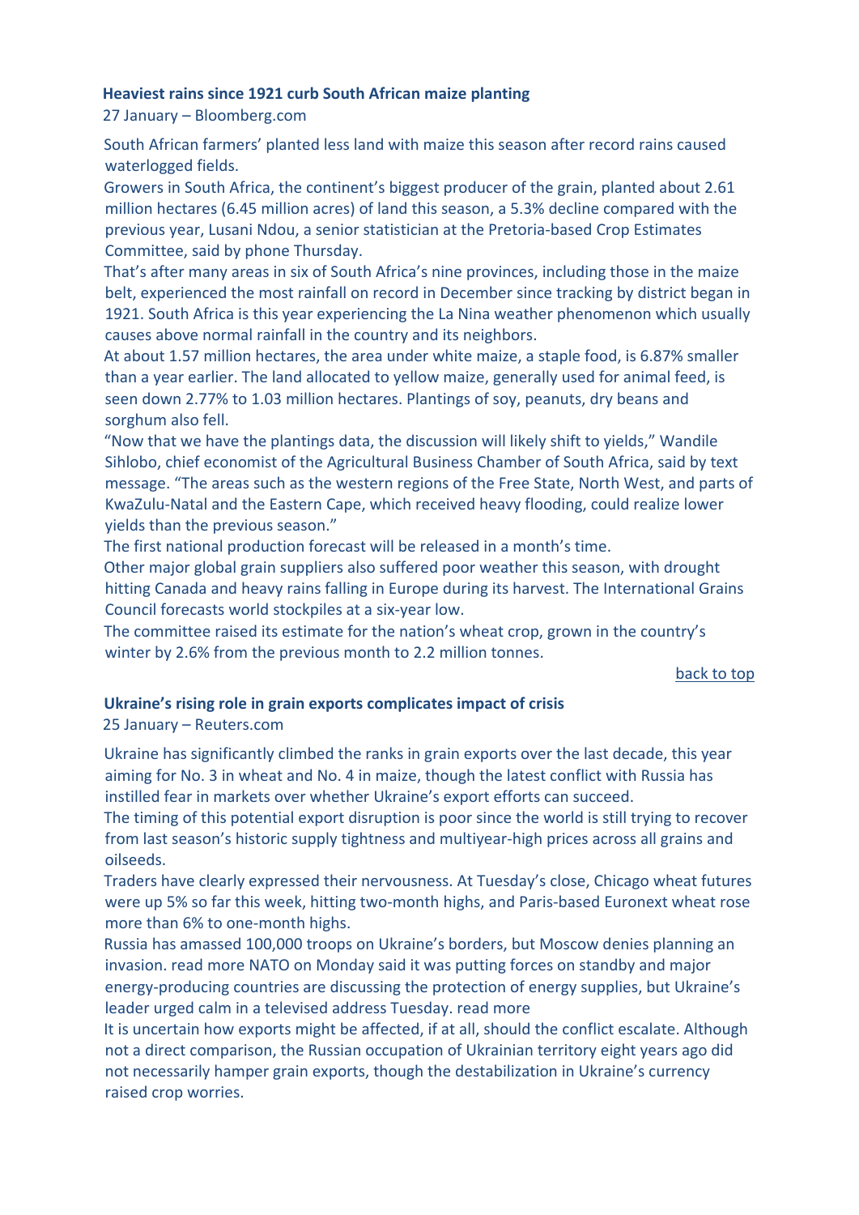### **Heaviest rains since 1921 curb South African maize planting**

27 January – Bloomberg.com

South African farmers' planted less land with maize this season after record rains caused waterlogged fields.

Growers in South Africa, the continent's biggest producer of the grain, planted about 2.61 million hectares (6.45 million acres) of land this season, a 5.3% decline compared with the previous year, Lusani Ndou, a senior statistician at the Pretoria-based Crop Estimates Committee, said by phone Thursday.

That's after many areas in six of South Africa's nine provinces, including those in the maize belt, experienced the most rainfall on record in December since tracking by district began in 1921. South Africa is this year experiencing the La Nina weather phenomenon which usually causes above normal rainfall in the country and its neighbors.

At about 1.57 million hectares, the area under white maize, a staple food, is 6.87% smaller than a year earlier. The land allocated to yellow maize, generally used for animal feed, is seen down 2.77% to 1.03 million hectares. Plantings of soy, peanuts, dry beans and sorghum also fell.

"Now that we have the plantings data, the discussion will likely shift to yields," Wandile Sihlobo, chief economist of the Agricultural Business Chamber of South Africa, said by text message. "The areas such as the western regions of the Free State, North West, and parts of KwaZulu-Natal and the Eastern Cape, which received heavy flooding, could realize lower yields than the previous season."

The first national production forecast will be released in a month's time.

Other major global grain suppliers also suffered poor weather this season, with drought hitting Canada and heavy rains falling in Europe during its harvest. The International Grains Council forecasts world stockpiles at a six-year low.

The committee raised its estimate for the nation's wheat crop, grown in the country's winter by 2.6% from the previous month to 2.2 million tonnes.

back to top

### **Ukraine's rising role in grain exports complicates impact of crisis**

25 January – Reuters.com

Ukraine has significantly climbed the ranks in grain exports over the last decade, this year aiming for No. 3 in wheat and No. 4 in maize, though the latest conflict with Russia has instilled fear in markets over whether Ukraine's export efforts can succeed.

The timing of this potential export disruption is poor since the world is still trying to recover from last season's historic supply tightness and multiyear-high prices across all grains and oilseeds.

Traders have clearly expressed their nervousness. At Tuesday's close, Chicago wheat futures were up 5% so far this week, hitting two-month highs, and Paris-based Euronext wheat rose more than 6% to one-month highs.

Russia has amassed 100,000 troops on Ukraine's borders, but Moscow denies planning an invasion. read more NATO on Monday said it was putting forces on standby and major energy-producing countries are discussing the protection of energy supplies, but Ukraine's leader urged calm in a televised address Tuesday. read more

It is uncertain how exports might be affected, if at all, should the conflict escalate. Although not a direct comparison, the Russian occupation of Ukrainian territory eight years ago did not necessarily hamper grain exports, though the destabilization in Ukraine's currency raised crop worries.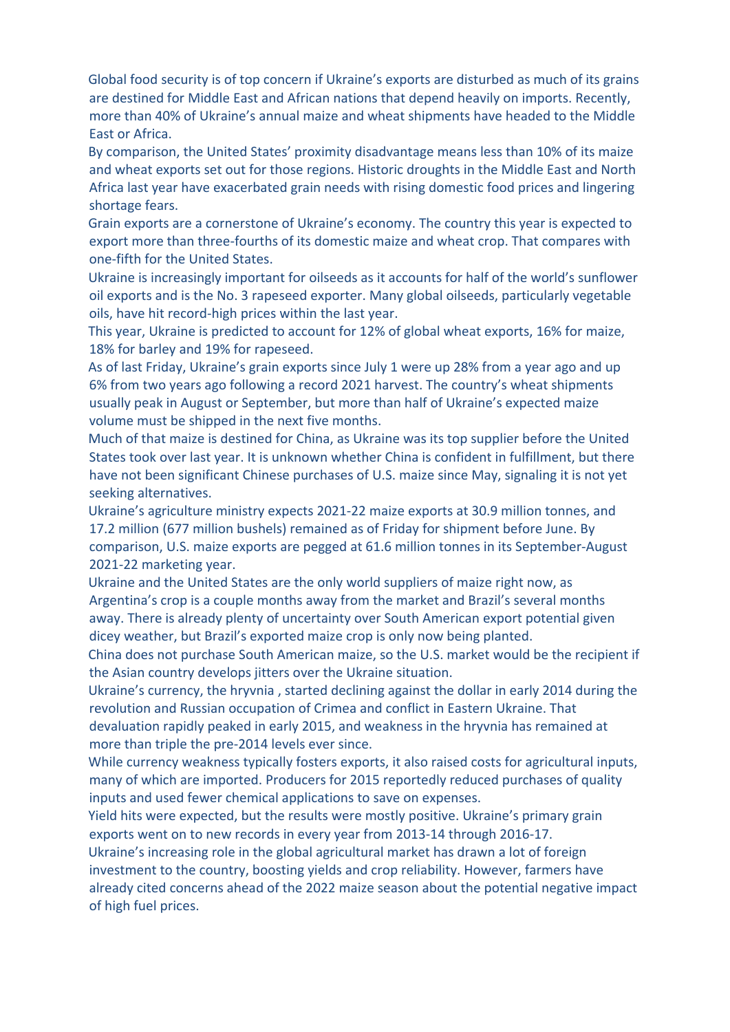Global food security is of top concern if Ukraine's exports are disturbed as much of its grains are destined for Middle East and African nations that depend heavily on imports. Recently, more than 40% of Ukraine's annual maize and wheat shipments have headed to the Middle East or Africa.

By comparison, the United States' proximity disadvantage means less than 10% of its maize and wheat exports set out for those regions. Historic droughts in the Middle East and North Africa last year have exacerbated grain needs with rising domestic food prices and lingering shortage fears.

Grain exports are a cornerstone of Ukraine's economy. The country this year is expected to export more than three-fourths of its domestic maize and wheat crop. That compares with one-fifth for the United States.

Ukraine is increasingly important for oilseeds as it accounts for half of the world's sunflower oil exports and is the No. 3 rapeseed exporter. Many global oilseeds, particularly vegetable oils, have hit record-high prices within the last year.

This year, Ukraine is predicted to account for 12% of global wheat exports, 16% for maize, 18% for barley and 19% for rapeseed.

As of last Friday, Ukraine's grain exports since July 1 were up 28% from a year ago and up 6% from two years ago following a record 2021 harvest. The country's wheat shipments usually peak in August or September, but more than half of Ukraine's expected maize volume must be shipped in the next five months.

Much of that maize is destined for China, as Ukraine was its top supplier before the United States took over last year. It is unknown whether China is confident in fulfillment, but there have not been significant Chinese purchases of U.S. maize since May, signaling it is not yet seeking alternatives.

Ukraine's agriculture ministry expects 2021-22 maize exports at 30.9 million tonnes, and 17.2 million (677 million bushels) remained as of Friday for shipment before June. By comparison, U.S. maize exports are pegged at 61.6 million tonnes in its September-August 2021-22 marketing year.

Ukraine and the United States are the only world suppliers of maize right now, as Argentina's crop is a couple months away from the market and Brazil's several months away. There is already plenty of uncertainty over South American export potential given dicey weather, but Brazil's exported maize crop is only now being planted.

China does not purchase South American maize, so the U.S. market would be the recipient if the Asian country develops jitters over the Ukraine situation.

Ukraine's currency, the hryvnia , started declining against the dollar in early 2014 during the revolution and Russian occupation of Crimea and conflict in Eastern Ukraine. That devaluation rapidly peaked in early 2015, and weakness in the hryvnia has remained at more than triple the pre-2014 levels ever since.

While currency weakness typically fosters exports, it also raised costs for agricultural inputs, many of which are imported. Producers for 2015 reportedly reduced purchases of quality inputs and used fewer chemical applications to save on expenses.

Yield hits were expected, but the results were mostly positive. Ukraine's primary grain exports went on to new records in every year from 2013-14 through 2016-17.

Ukraine's increasing role in the global agricultural market has drawn a lot of foreign investment to the country, boosting yields and crop reliability. However, farmers have already cited concerns ahead of the 2022 maize season about the potential negative impact of high fuel prices.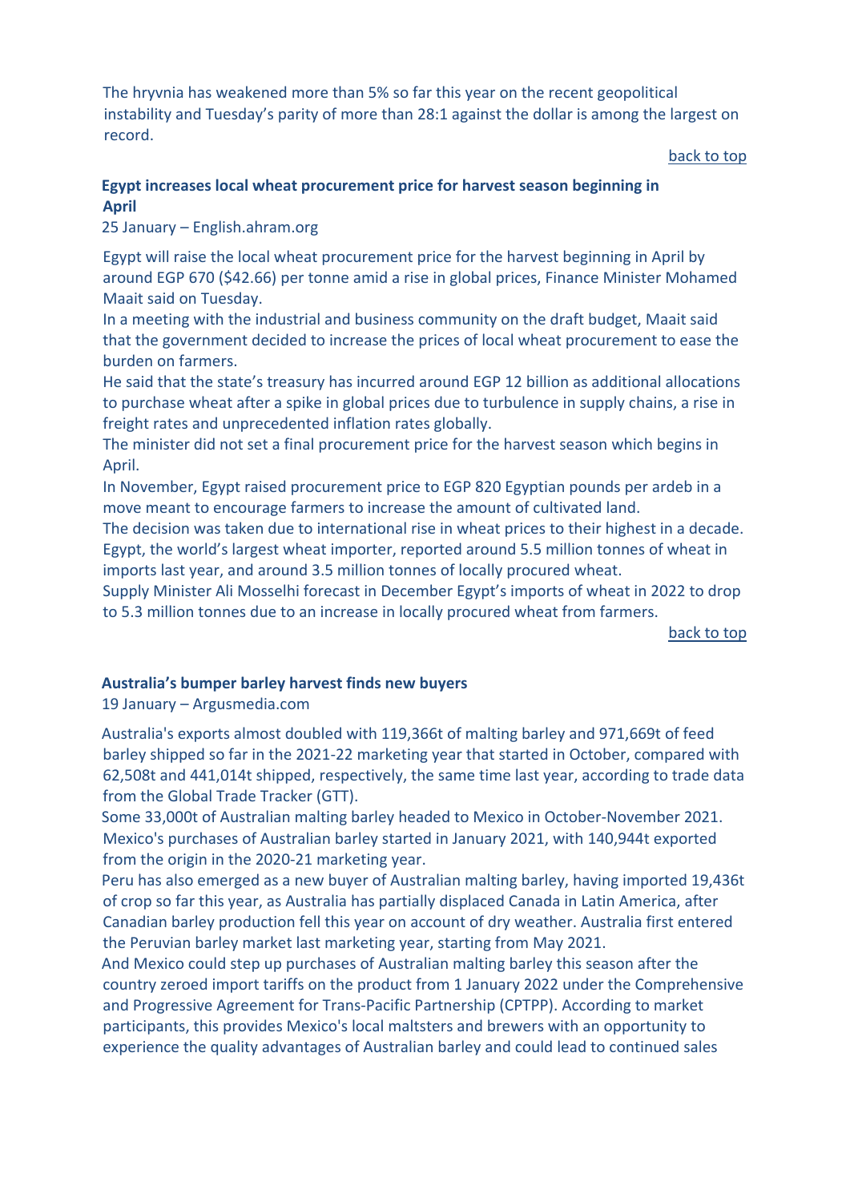The hryvnia has weakened more than 5% so far this year on the recent geopolitical instability and Tuesday's parity of more than 28:1 against the dollar is among the largest on record.

back to top

### Egypt increases local wheat procurement price for harvest season beginning in April

25 January – English.ahram.org

Egypt will raise the local wheat procurement price for the harvest beginning in April by around EGP 670 ($42.66) per tonne amid a rise in global prices, Finance Minister Mohamed Maait said on Tuesday.

In a meeting with the industrial and business community on the draft budget, Maait said that the government decided to increase the prices of local wheat procurement to ease the burden on farmers.

He said that the state's treasury has incurred around EGP 12 billion as additional allocations to purchase wheat after a spike in global prices due to turbulence in supply chains, a rise in freight rates and unprecedented inflation rates globally.

The minister did not set a final procurement price for the harvest season which begins in April.

In November, Egypt raised procurement price to EGP 820 Egyptian pounds per ardeb in a move meant to encourage farmers to increase the amount of cultivated land.

The decision was taken due to international rise in wheat prices to their highest in a decade.

Egypt, the world's largest wheat importer, reported around 5.5 million tonnes of wheat in imports last year, and around 3.5 million tonnes of locally procured wheat.

Supply Minister Ali Mosselhi forecast in December Egypt's imports of wheat in 2022 to drop to 5.3 million tonnes due to an increase in locally procured wheat from farmers.

back to top

### Australia's bumper barley harvest finds new buyers

19 January – Argusmedia.com

Australia's exports almost doubled with 119,366t of malting barley and 971,669t of feed barley shipped so far in the 2021-22 marketing year that started in October, compared with 62,508t and 441,014t shipped, respectively, the same time last year, according to trade data from the Global Trade Tracker (GTT).

Some 33,000t of Australian malting barley headed to Mexico in October-November 2021. Mexico's purchases of Australian barley started in January 2021, with 140,944t exported from the origin in the 2020-21 marketing year.

Peru has also emerged as a new buyer of Australian malting barley, having imported 19,436t of crop so far this year, as Australia has partially displaced Canada in Latin America, after Canadian barley production fell this year on account of dry weather. Australia first entered the Peruvian barley market last marketing year, starting from May 2021.

And Mexico could step up purchases of Australian malting barley this season after the country zeroed import tariffs on the product from 1 January 2022 under the Comprehensive and Progressive Agreement for Trans-Pacific Partnership (CPTPP). According to market participants, this provides Mexico's local maltsters and brewers with an opportunity to experience the quality advantages of Australian barley and could lead to continued sales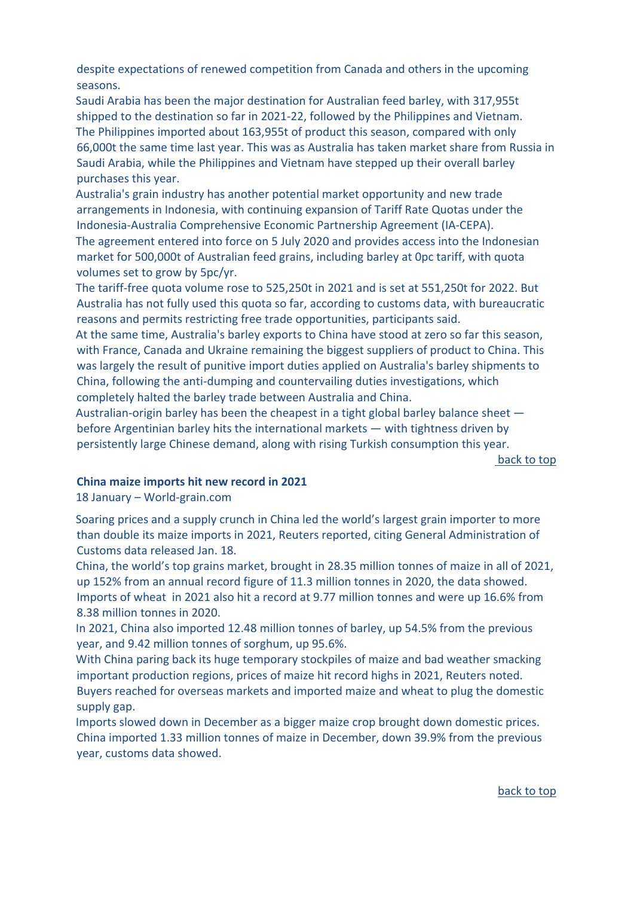despite expectations of renewed competition from Canada and others in the upcoming seasons.

Saudi Arabia has been the major destination for Australian feed barley, with 317,955t shipped to the destination so far in 2021-22, followed by the Philippines and Vietnam.

The Philippines imported about 163,955t of product this season, compared with only 66,000t the same time last year. This was as Australia has taken market share from Russia in Saudi Arabia, while the Philippines and Vietnam have stepped up their overall barley purchases this year.

Australia's grain industry has another potential market opportunity and new trade arrangements in Indonesia, with continuing expansion of Tariff Rate Quotas under the Indonesia-Australia Comprehensive Economic Partnership Agreement (IA-CEPA).

The agreement entered into force on 5 July 2020 and provides access into the Indonesian market for 500,000t of Australian feed grains, including barley at 0pc tariff, with quota volumes set to grow by 5pc/yr.

The tariff-free quota volume rose to 525,250t in 2021 and is set at 551,250t for 2022. But Australia has not fully used this quota so far, according to customs data, with bureaucratic reasons and permits restricting free trade opportunities, participants said.

At the same time, Australia's barley exports to China have stood at zero so far this season, with France, Canada and Ukraine remaining the biggest suppliers of product to China. This was largely the result of punitive import duties applied on Australia's barley shipments to China, following the anti-dumping and countervailing duties investigations, which completely halted the barley trade between Australia and China.

Australian-origin barley has been the cheapest in a tight global barley balance sheet — before Argentinian barley hits the international markets — with tightness driven by persistently large Chinese demand, along with rising Turkish consumption this year.

back to top

**China maize imports hit new record in 2021**

18 January – World-grain.com

Soaring prices and a supply crunch in China led the world's largest grain importer to more than double its maize imports in 2021, Reuters reported, citing General Administration of Customs data released Jan. 18.

China, the world's top grains market, brought in 28.35 million tonnes of maize in all of 2021, up 152% from an annual record figure of 11.3 million tonnes in 2020, the data showed.

Imports of wheat in 2021 also hit a record at 9.77 million tonnes and were up 16.6% from 8.38 million tonnes in 2020.

In 2021, China also imported 12.48 million tonnes of barley, up 54.5% from the previous year, and 9.42 million tonnes of sorghum, up 95.6%.

With China paring back its huge temporary stockpiles of maize and bad weather smacking important production regions, prices of maize hit record highs in 2021, Reuters noted.

Buyers reached for overseas markets and imported maize and wheat to plug the domestic supply gap.

Imports slowed down in December as a bigger maize crop brought down domestic prices.

China imported 1.33 million tonnes of maize in December, down 39.9% from the previous year, customs data showed.

back to top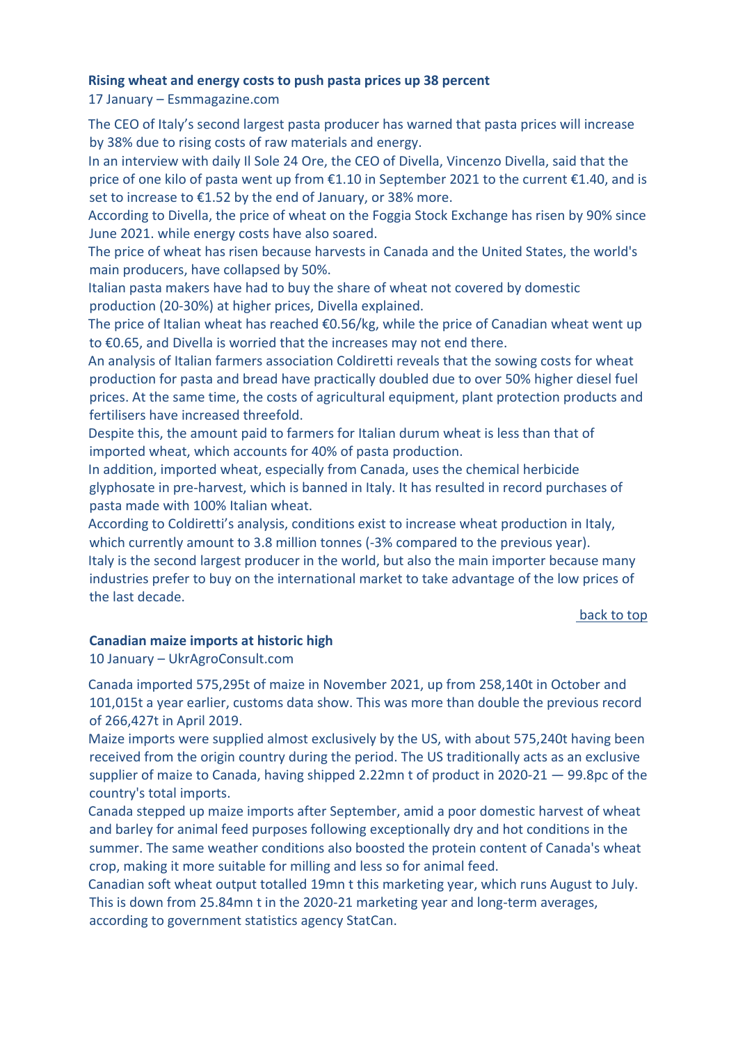**Rising wheat and energy costs to push pasta prices up 38 percent**

17 January – Esmmagazine.com

The CEO of Italy's second largest pasta producer has warned that pasta prices will increase by 38% due to rising costs of raw materials and energy.

In an interview with daily Il Sole 24 Ore, the CEO of Divella, Vincenzo Divella, said that the price of one kilo of pasta went up from €1.10 in September 2021 to the current €1.40, and is set to increase to €1.52 by the end of January, or 38% more.

According to Divella, the price of wheat on the Foggia Stock Exchange has risen by 90% since June 2021. while energy costs have also soared.

The price of wheat has risen because harvests in Canada and the United States, the world's main producers, have collapsed by 50%.

Italian pasta makers have had to buy the share of wheat not covered by domestic production (20-30%) at higher prices, Divella explained.

The price of Italian wheat has reached €0.56/kg, while the price of Canadian wheat went up to €0.65, and Divella is worried that the increases may not end there.

An analysis of Italian farmers association Coldiretti reveals that the sowing costs for wheat production for pasta and bread have practically doubled due to over 50% higher diesel fuel prices. At the same time, the costs of agricultural equipment, plant protection products and fertilisers have increased threefold.

Despite this, the amount paid to farmers for Italian durum wheat is less than that of imported wheat, which accounts for 40% of pasta production.

In addition, imported wheat, especially from Canada, uses the chemical herbicide glyphosate in pre-harvest, which is banned in Italy. It has resulted in record purchases of pasta made with 100% Italian wheat.

According to Coldiretti's analysis, conditions exist to increase wheat production in Italy, which currently amount to 3.8 million tonnes (-3% compared to the previous year).

Italy is the second largest producer in the world, but also the main importer because many industries prefer to buy on the international market to take advantage of the low prices of the last decade.

back to top

**Canadian maize imports at historic high**

10 January – UkrAgroConsult.com

Canada imported 575,295t of maize in November 2021, up from 258,140t in October and 101,015t a year earlier, customs data show. This was more than double the previous record of 266,427t in April 2019.

Maize imports were supplied almost exclusively by the US, with about 575,240t having been received from the origin country during the period. The US traditionally acts as an exclusive supplier of maize to Canada, having shipped 2.22mn t of product in 2020-21 — 99.8pc of the country's total imports.

Canada stepped up maize imports after September, amid a poor domestic harvest of wheat and barley for animal feed purposes following exceptionally dry and hot conditions in the summer. The same weather conditions also boosted the protein content of Canada's wheat crop, making it more suitable for milling and less so for animal feed.

Canadian soft wheat output totalled 19mn t this marketing year, which runs August to July. This is down from 25.84mn t in the 2020-21 marketing year and long-term averages, according to government statistics agency StatCan.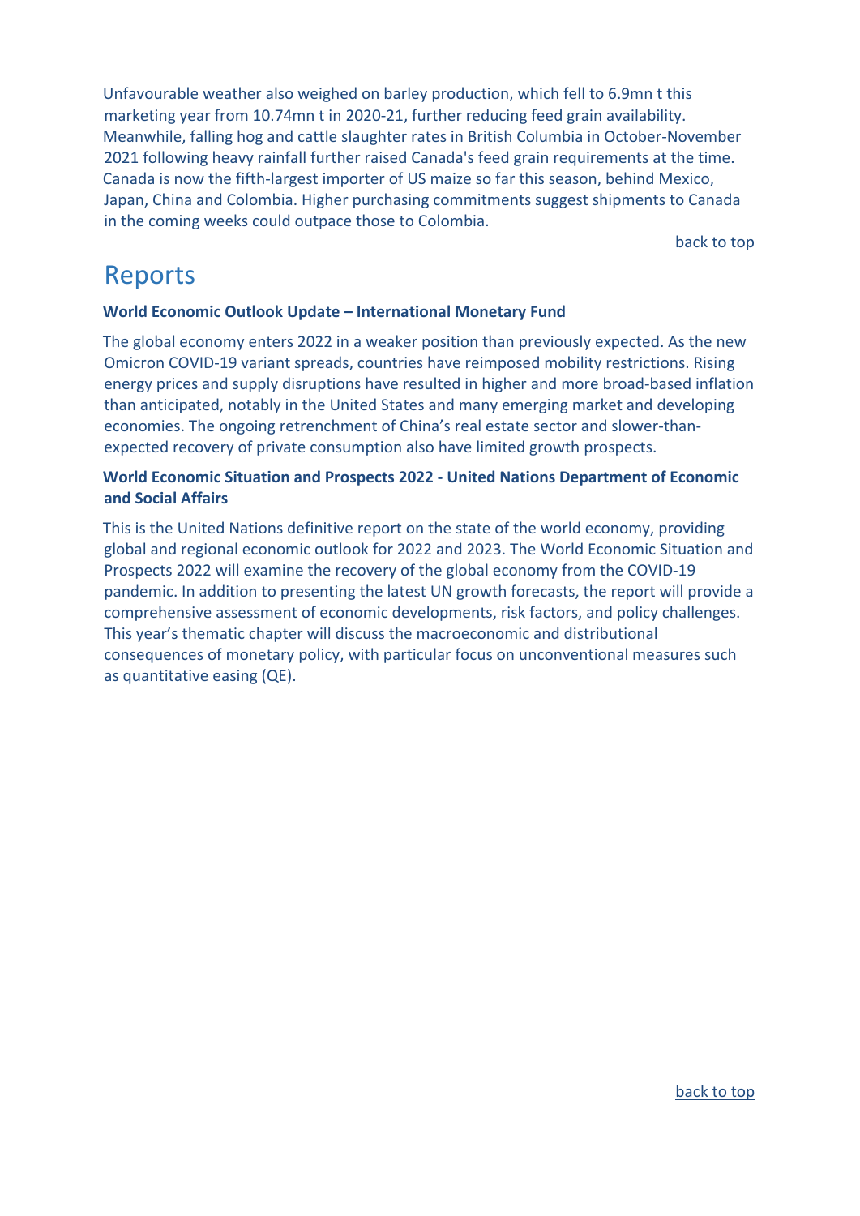Unfavourable weather also weighed on barley production, which fell to 6.9mn t this marketing year from 10.74mn t in 2020-21, further reducing feed grain availability. Meanwhile, falling hog and cattle slaughter rates in British Columbia in October-November 2021 following heavy rainfall further raised Canada's feed grain requirements at the time. Canada is now the fifth-largest importer of US maize so far this season, behind Mexico, Japan, China and Colombia. Higher purchasing commitments suggest shipments to Canada in the coming weeks could outpace those to Colombia.

back to top

# Reports

**World Economic Outlook Update – International Monetary Fund**

The global economy enters 2022 in a weaker position than previously expected. As the new Omicron COVID-19 variant spreads, countries have reimposed mobility restrictions. Rising energy prices and supply disruptions have resulted in higher and more broad-based inflation than anticipated, notably in the United States and many emerging market and developing economies. The ongoing retrenchment of China's real estate sector and slower-than-expected recovery of private consumption also have limited growth prospects.

**World Economic Situation and Prospects 2022 - United Nations Department of Economic and Social Affairs**

This is the United Nations definitive report on the state of the world economy, providing global and regional economic outlook for 2022 and 2023. The World Economic Situation and Prospects 2022 will examine the recovery of the global economy from the COVID-19 pandemic. In addition to presenting the latest UN growth forecasts, the report will provide a comprehensive assessment of economic developments, risk factors, and policy challenges. This year's thematic chapter will discuss the macroeconomic and distributional consequences of monetary policy, with particular focus on unconventional measures such as quantitative easing (QE).

back to top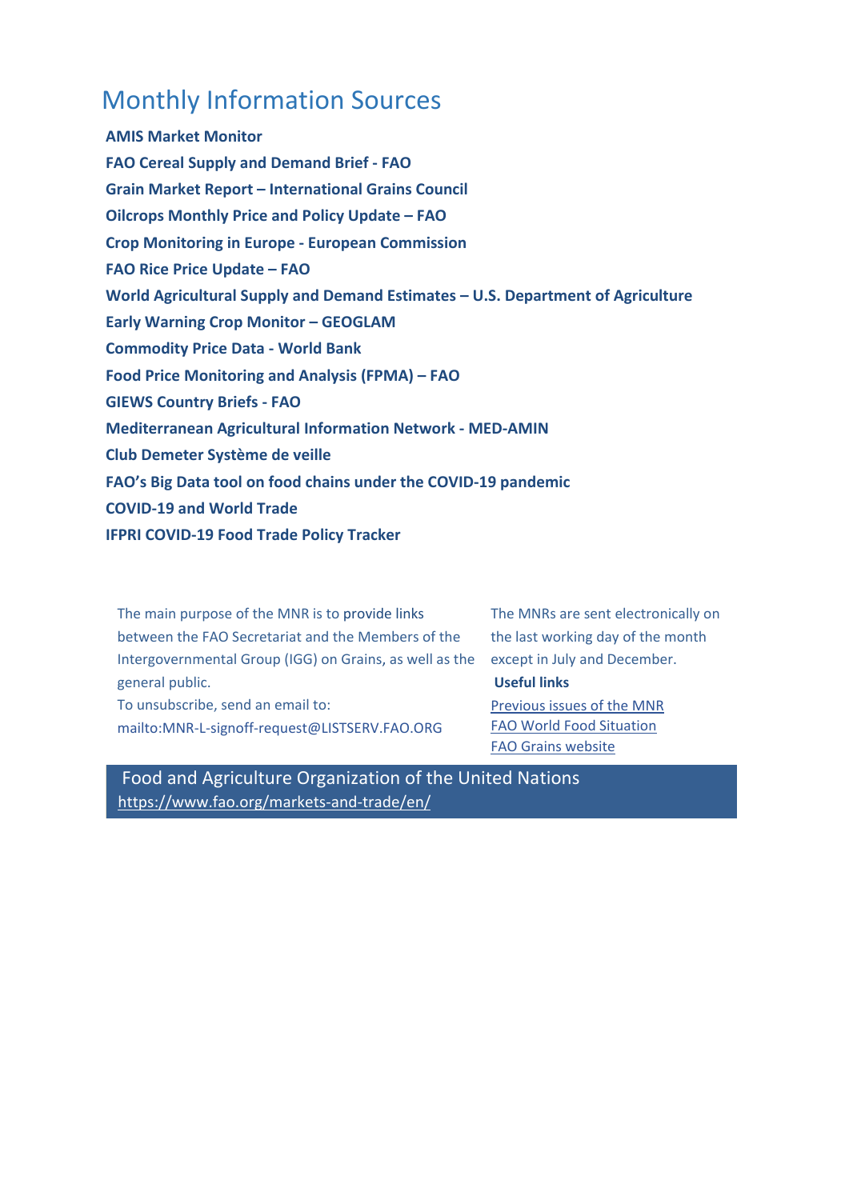# Monthly Information Sources

**AMIS Market Monitor**

**FAO Cereal Supply and Demand Brief - FAO**

**Grain Market Report – International Grains Council**

**Oilcrops Monthly Price and Policy Update – FAO**

**Crop Monitoring in Europe - European Commission**

**FAO Rice Price Update – FAO**

**World Agricultural Supply and Demand Estimates – U.S. Department of Agriculture**

**Early Warning Crop Monitor – GEOGLAM**

**Commodity Price Data - World Bank**

**Food Price Monitoring and Analysis (FPMA) – FAO**

**GIEWS Country Briefs - FAO**

**Mediterranean Agricultural Information Network - MED-AMIN**

**Club Demeter Système de veille**

**FAO's Big Data tool on food chains under the COVID-19 pandemic**

**COVID-19 and World Trade**

**IFPRI COVID-19 Food Trade Policy Tracker**

The main purpose of the MNR is to provide links between the FAO Secretariat and the Members of the Intergovernmental Group (IGG) on Grains, as well as the general public.

To unsubscribe, send an email to:
mailto:MNR-L-signoff-request@LISTSERV.FAO.ORG

The MNRs are sent electronically on the last working day of the month except in July and December.

**Useful links**

Previous issues of the MNR
FAO World Food Situation
FAO Grains website

Food and Agriculture Organization of the United Nations
https://www.fao.org/markets-and-trade/en/